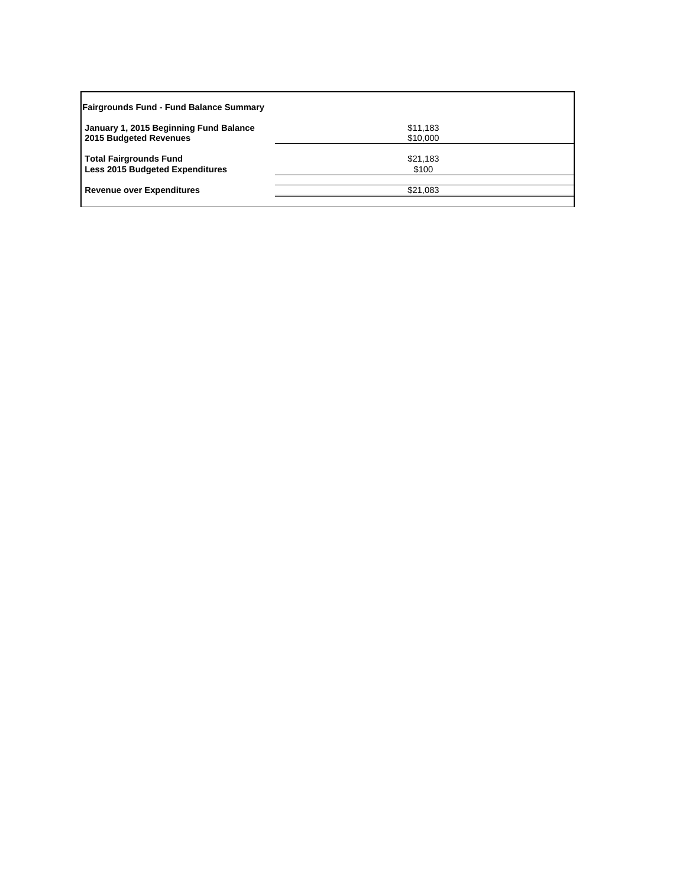| Fairgrounds Fund - Fund Balance Summary | |
|---|---|
| **January 1, 2015 Beginning Fund Balance** | $11,183 |
| **2015 Budgeted Revenues** | $10,000 |
| **Total Fairgrounds Fund** | $21,183 |
| **Less 2015 Budgeted Expenditures** | $100 |
| **Revenue over Expenditures** | $21,083 |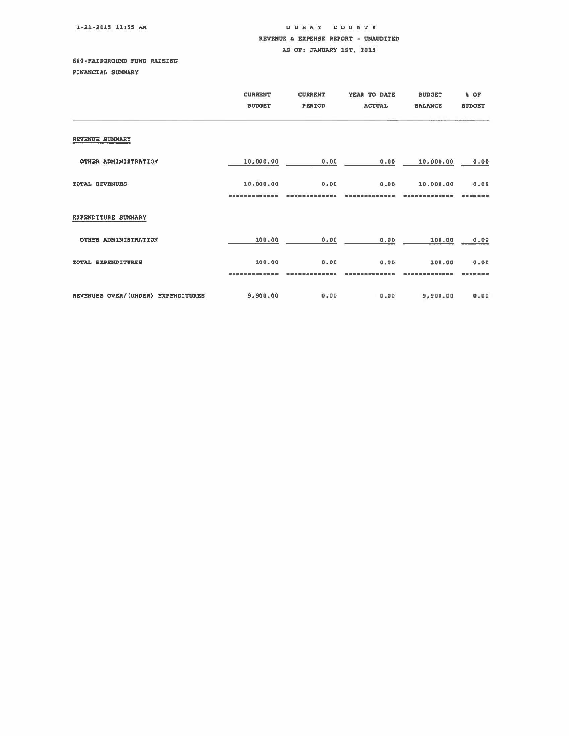1-21-2015 11:55 AM

# OURAY COUNTY

## REVENUE & EXPENSE REPORT - UNAUDITED

AS OF: JANUARY 1ST, 2015

660-FAIRGROUND FUND RAISING

FINANCIAL SUMMARY

| | CURRENT BUDGET | CURRENT PERIOD | YEAR TO DATE ACTUAL | BUDGET BALANCE | % OF BUDGET |
|---|---|---|---|---|---|
| REVENUE SUMMARY | | | | | |
| OTHER ADMINISTRATION | 10,000.00 | 0.00 | 0.00 | 10,000.00 | 0.00 |
| TOTAL REVENUES | 10,000.00 | 0.00 | 0.00 | 10,000.00 | 0.00 |
| EXPENDITURE SUMMARY | | | | | |
| OTHER ADMINISTRATION | 100.00 | 0.00 | 0.00 | 100.00 | 0.00 |
| TOTAL EXPENDITURES | 100.00 | 0.00 | 0.00 | 100.00 | 0.00 |
| REVENUES OVER/(UNDER) EXPENDITURES | 9,900.00 | 0.00 | 0.00 | 9,900.00 | 0.00 |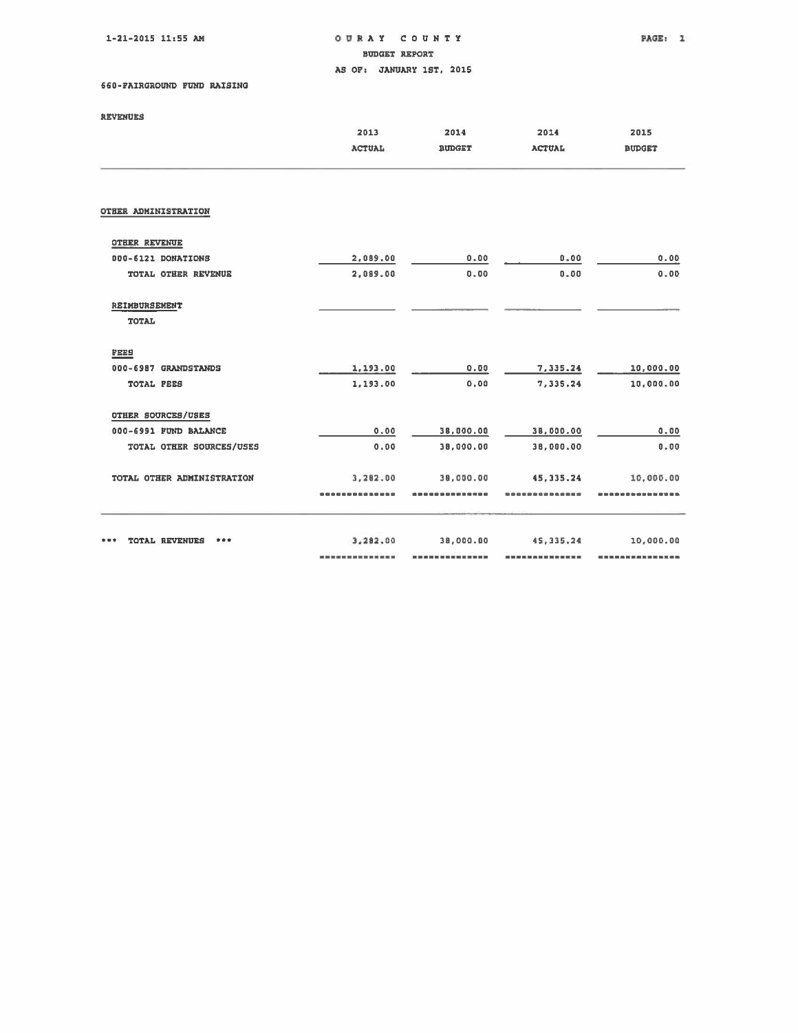OURAY COUNTY
BUDGET REPORT
AS OF: JANUARY 1ST, 2015

660-FAIRGROUND FUND RAISING

REVENUES

| | 2013 ACTUAL | 2014 BUDGET | 2014 ACTUAL | 2015 BUDGET |
|---|---|---|---|---|
| OTHER ADMINISTRATION | | | | |
| OTHER REVENUE | | | | |
| 000-6121 DONATIONS | 2,089.00 | 0.00 | 0.00 | 0.00 |
| TOTAL OTHER REVENUE | 2,089.00 | 0.00 | 0.00 | 0.00 |
| REIMBURSEMENT | | | | |
| TOTAL | | | | |
| FEES | | | | |
| 000-6987 GRANDSTANDS | 1,193.00 | 0.00 | 7,335.24 | 10,000.00 |
| TOTAL FEES | 1,193.00 | 0.00 | 7,335.24 | 10,000.00 |
| OTHER SOURCES/USES | | | | |
| 000-6991 FUND BALANCE | 0.00 | 38,000.00 | 38,000.00 | 0.00 |
| TOTAL OTHER SOURCES/USES | 0.00 | 38,000.00 | 38,000.00 | 0.00 |
| TOTAL OTHER ADMINISTRATION | 3,282.00 | 38,000.00 | 45,335.24 | 10,000.00 |
| *** TOTAL REVENUES *** | 3,282.00 | 38,000.00 | 45,335.24 | 10,000.00 |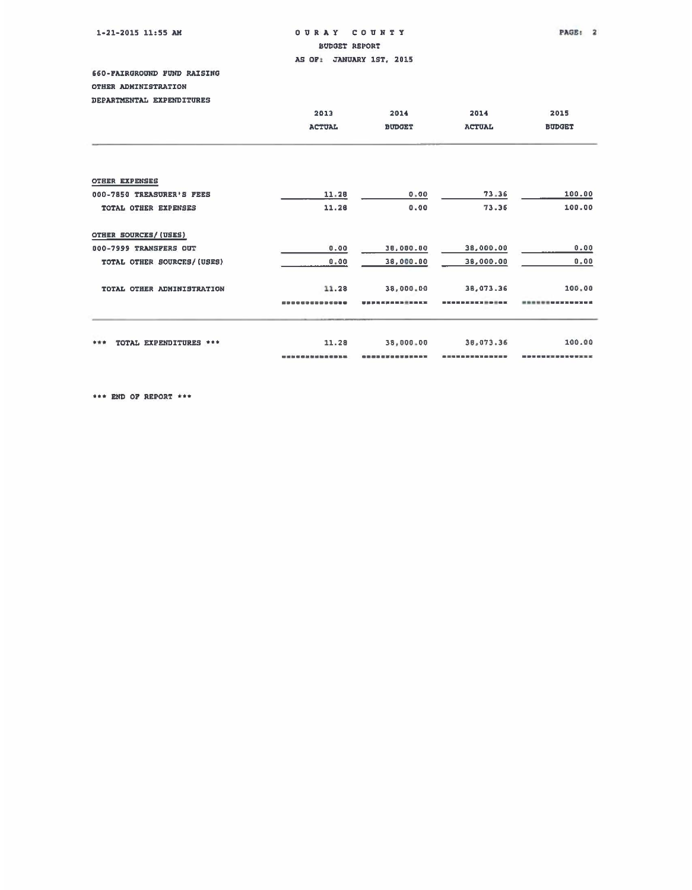OURAY COUNTY
BUDGET REPORT
AS OF: JANUARY 1ST, 2015

660-FAIRGROUND FUND RAISING
OTHER ADMINISTRATION
DEPARTMENTAL EXPENDITURES

| | 2013 ACTUAL | 2014 BUDGET | 2014 ACTUAL | 2015 BUDGET |
|---|---|---|---|---|
| **OTHER EXPENSES** | | | | |
| 000-7850 TREASURER'S FEES | 11.28 | 0.00 | 73.36 | 100.00 |
| TOTAL OTHER EXPENSES | 11.28 | 0.00 | 73.36 | 100.00 |
| **OTHER SOURCES/(USES)** | | | | |
| 000-7999 TRANSFERS OUT | 0.00 | 38,000.00 | 38,000.00 | 0.00 |
| TOTAL OTHER SOURCES/(USES) | 0.00 | 38,000.00 | 38,000.00 | 0.00 |
| TOTAL OTHER ADMINISTRATION | 11.28 | 38,000.00 | 38,073.36 | 100.00 |
| *** TOTAL EXPENDITURES *** | 11.28 | 38,000.00 | 38,073.36 | 100.00 |

*** END OF REPORT ***